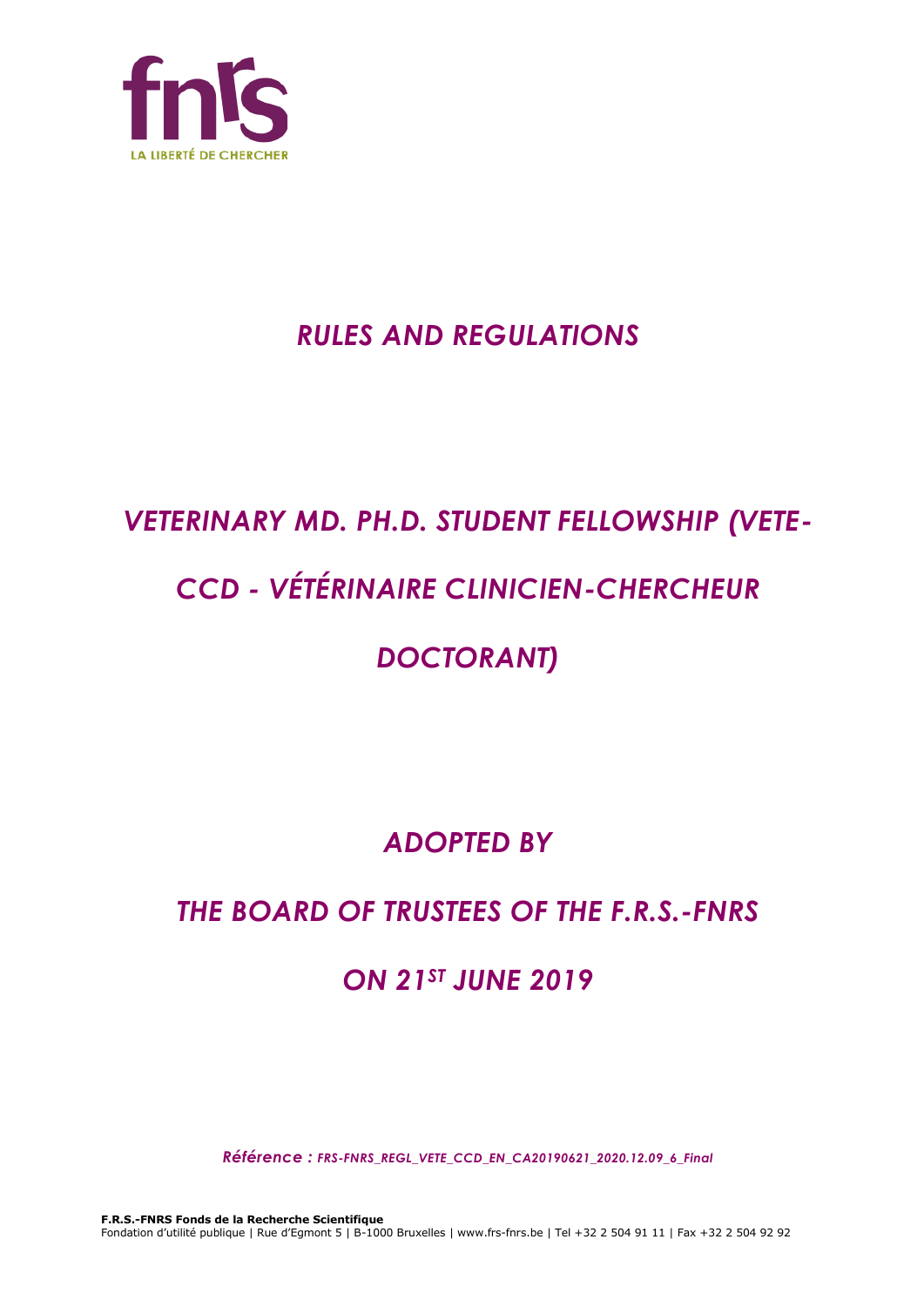# *RULES AND REGULATIONS*

# *VETERINARY MD. PH.D. STUDENT FELLOWSHIP (VETE-CCD - VÉTÉRINAIRE CLINICIEN-CHERCHEUR DOCTORANT)*

## *ADOPTED BY*

## *THE BOARD OF TRUSTEES OF THE F.R.S.-FNRS*

## *ON 21ST JUNE 2019*

*Référence : FRS-FNRS_REGL_VETE_CCD_EN_CA20190621_2020.12.09_6_Final*

**F.R.S.-FNRS Fonds de la Recherche Scientifique**
Fondation d'utilité publique | Rue d'Egmont 5 | B-1000 Bruxelles | www.frs-fnrs.be | Tel +32 2 504 91 11 | Fax +32 2 504 92 92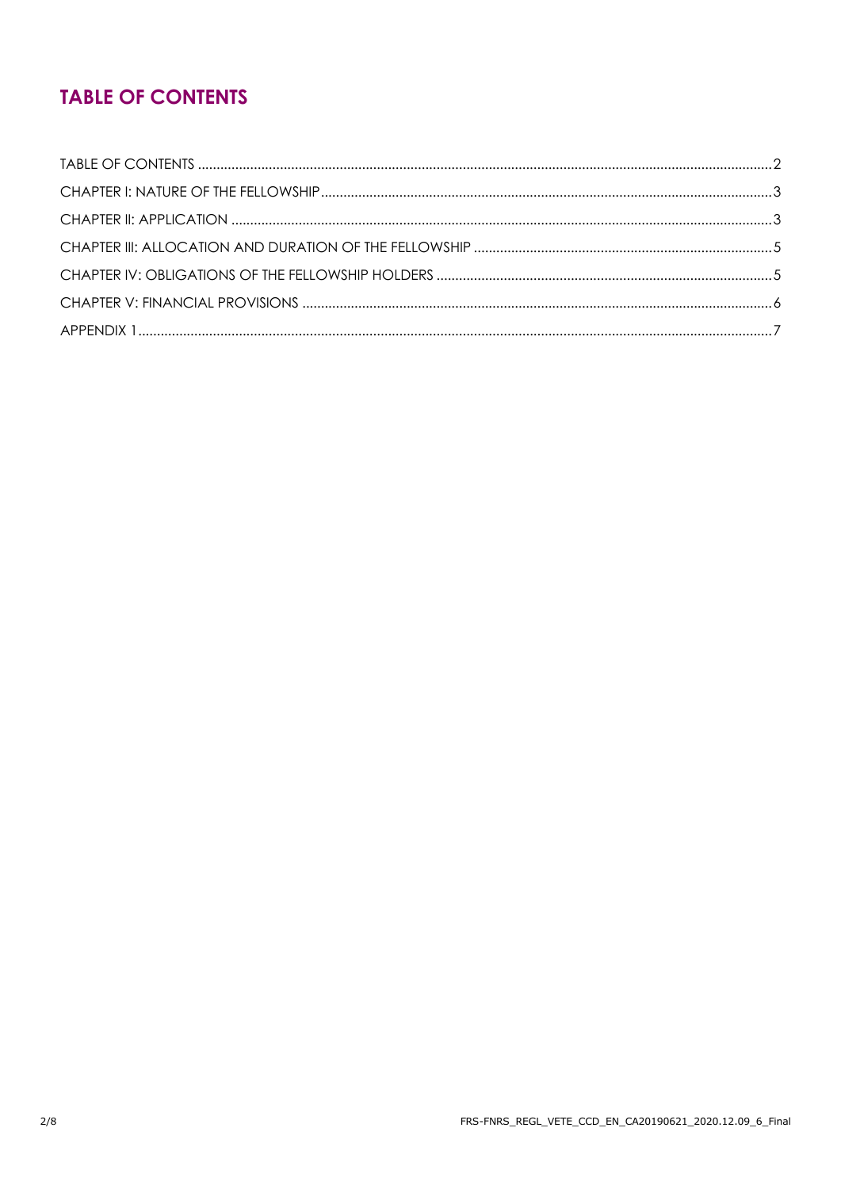# TABLE OF CONTENTS

TABLE OF CONTENTS ........................................................................................................................................................ 2
CHAPTER I: NATURE OF THE FELLOWSHIP ........................................................................................................................ 3
CHAPTER II: APPLICATION ............................................................................................................................................... 3
CHAPTER III: ALLOCATION AND DURATION OF THE FELLOWSHIP ............................................................................... 5
CHAPTER IV: OBLIGATIONS OF THE FELLOWSHIP HOLDERS ......................................................................................... 5
CHAPTER V: FINANCIAL PROVISIONS ............................................................................................................................. 6
APPENDIX 1 ....................................................................................................................................................................... 7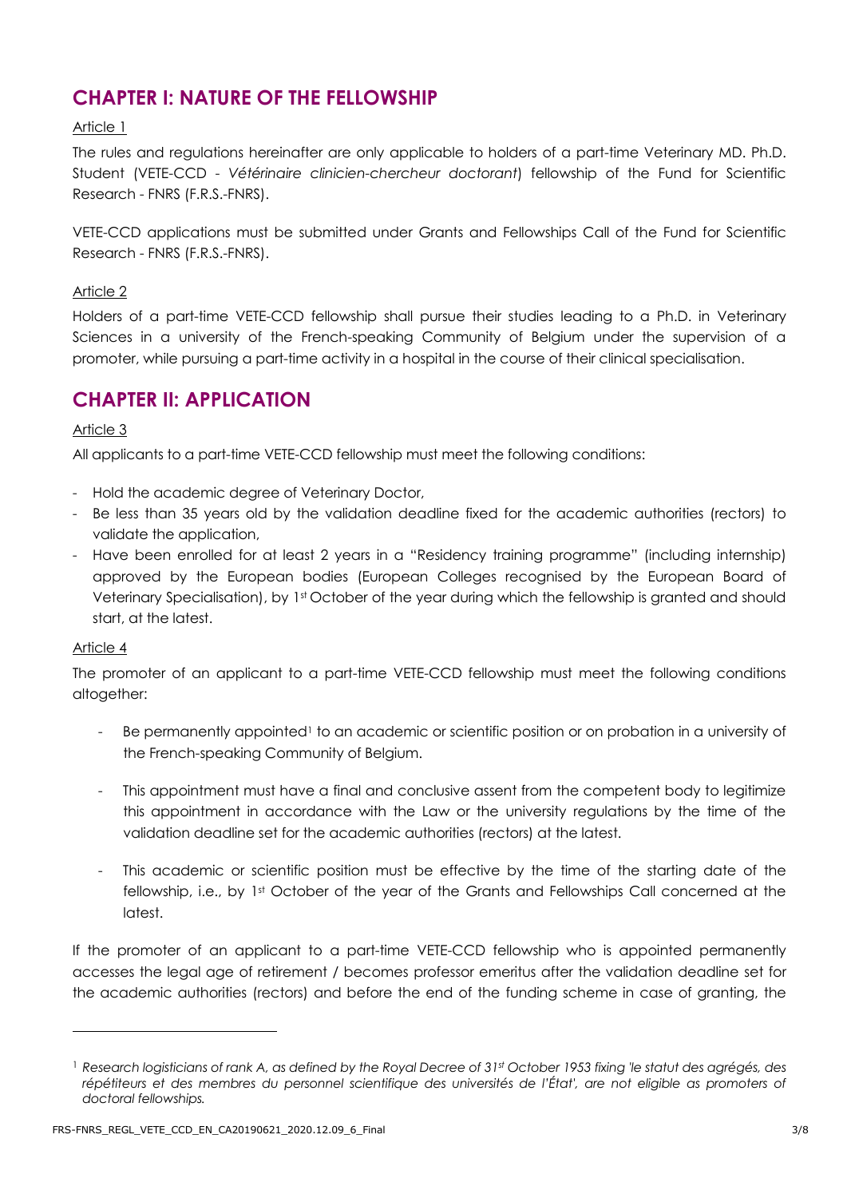## CHAPTER I: NATURE OF THE FELLOWSHIP

Article 1

The rules and regulations hereinafter are only applicable to holders of a part-time Veterinary MD. Ph.D. Student (VETE-CCD - *Vétérinaire clinicien-chercheur doctorant*) fellowship of the Fund for Scientific Research - FNRS (F.R.S.-FNRS).

VETE-CCD applications must be submitted under Grants and Fellowships Call of the Fund for Scientific Research - FNRS (F.R.S.-FNRS).

Article 2

Holders of a part-time VETE-CCD fellowship shall pursue their studies leading to a Ph.D. in Veterinary Sciences in a university of the French-speaking Community of Belgium under the supervision of a promoter, while pursuing a part-time activity in a hospital in the course of their clinical specialisation.

## CHAPTER II: APPLICATION

Article 3

All applicants to a part-time VETE-CCD fellowship must meet the following conditions:

- Hold the academic degree of Veterinary Doctor,
- Be less than 35 years old by the validation deadline fixed for the academic authorities (rectors) to validate the application,
- Have been enrolled for at least 2 years in a "Residency training programme" (including internship) approved by the European bodies (European Colleges recognised by the European Board of Veterinary Specialisation), by 1st October of the year during which the fellowship is granted and should start, at the latest.

Article 4

The promoter of an applicant to a part-time VETE-CCD fellowship must meet the following conditions altogether:

- Be permanently appointed[1] to an academic or scientific position or on probation in a university of the French-speaking Community of Belgium.
- This appointment must have a final and conclusive assent from the competent body to legitimize this appointment in accordance with the Law or the university regulations by the time of the validation deadline set for the academic authorities (rectors) at the latest.
- This academic or scientific position must be effective by the time of the starting date of the fellowship, i.e., by 1st October of the year of the Grants and Fellowships Call concerned at the latest.

If the promoter of an applicant to a part-time VETE-CCD fellowship who is appointed permanently accesses the legal age of retirement / becomes professor emeritus after the validation deadline set for the academic authorities (rectors) and before the end of the funding scheme in case of granting, the

[1] *Research logisticians of rank A, as defined by the Royal Decree of 31st October 1953 fixing 'le statut des agrégés, des répétiteurs et des membres du personnel scientifique des universités de l'État', are not eligible as promoters of doctoral fellowships.*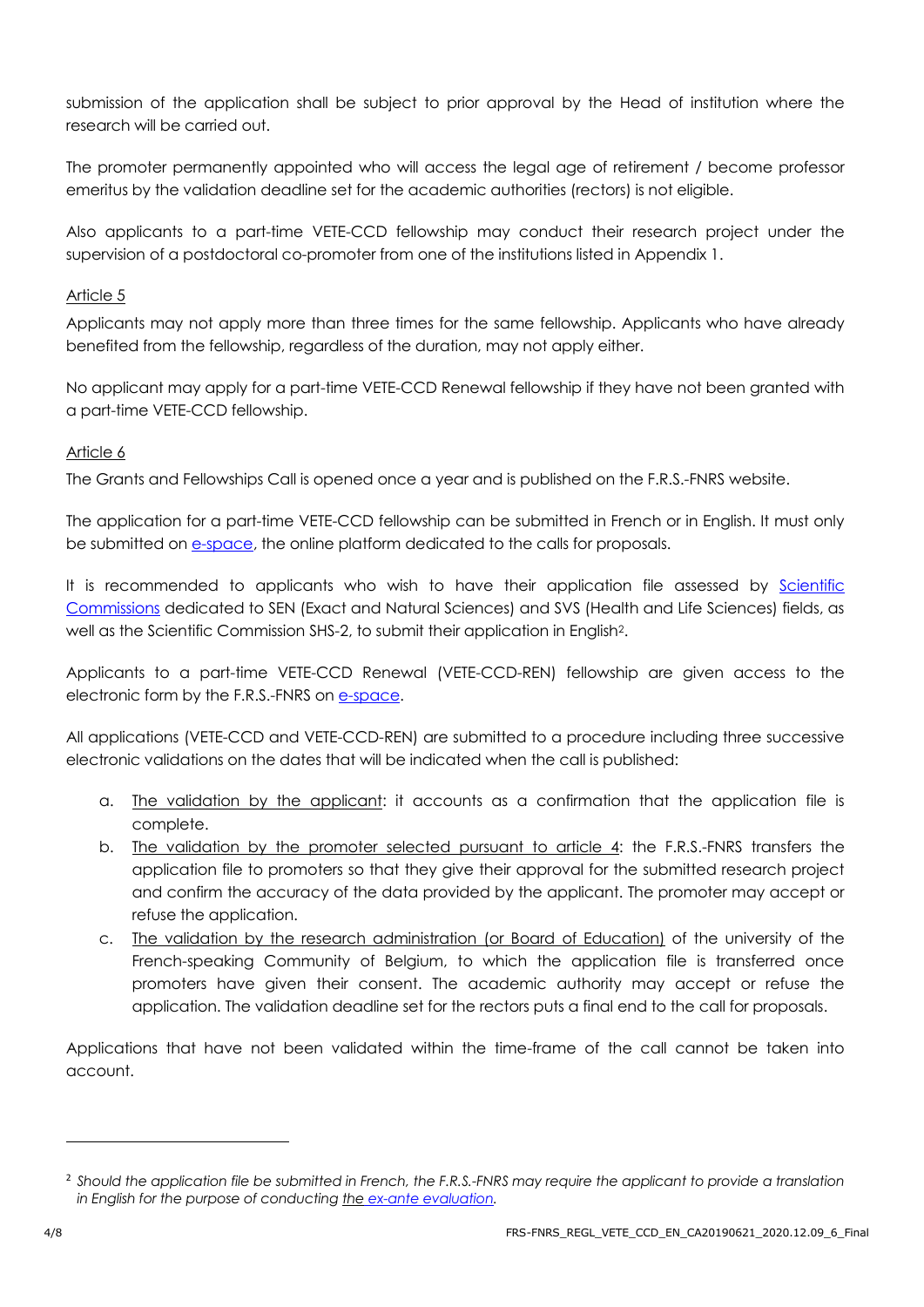submission of the application shall be subject to prior approval by the Head of institution where the research will be carried out.

The promoter permanently appointed who will access the legal age of retirement / become professor emeritus by the validation deadline set for the academic authorities (rectors) is not eligible.

Also applicants to a part-time VETE-CCD fellowship may conduct their research project under the supervision of a postdoctoral co-promoter from one of the institutions listed in Appendix 1.

Article 5

Applicants may not apply more than three times for the same fellowship. Applicants who have already benefited from the fellowship, regardless of the duration, may not apply either.

No applicant may apply for a part-time VETE-CCD Renewal fellowship if they have not been granted with a part-time VETE-CCD fellowship.

Article 6

The Grants and Fellowships Call is opened once a year and is published on the F.R.S.-FNRS website.

The application for a part-time VETE-CCD fellowship can be submitted in French or in English. It must only be submitted on e-space, the online platform dedicated to the calls for proposals.

It is recommended to applicants who wish to have their application file assessed by Scientific Commissions dedicated to SEN (Exact and Natural Sciences) and SVS (Health and Life Sciences) fields, as well as the Scientific Commission SHS-2, to submit their application in English[2].

Applicants to a part-time VETE-CCD Renewal (VETE-CCD-REN) fellowship are given access to the electronic form by the F.R.S.-FNRS on e-space.

All applications (VETE-CCD and VETE-CCD-REN) are submitted to a procedure including three successive electronic validations on the dates that will be indicated when the call is published:

a. The validation by the applicant: it accounts as a confirmation that the application file is complete.
b. The validation by the promoter selected pursuant to article 4: the F.R.S.-FNRS transfers the application file to promoters so that they give their approval for the submitted research project and confirm the accuracy of the data provided by the applicant. The promoter may accept or refuse the application.
c. The validation by the research administration (or Board of Education) of the university of the French-speaking Community of Belgium, to which the application file is transferred once promoters have given their consent. The academic authority may accept or refuse the application. The validation deadline set for the rectors puts a final end to the call for proposals.

Applications that have not been validated within the time-frame of the call cannot be taken into account.

---

[2] *Should the application file be submitted in French, the F.R.S.-FNRS may require the applicant to provide a translation in English for the purpose of conducting the ex-ante evaluation.*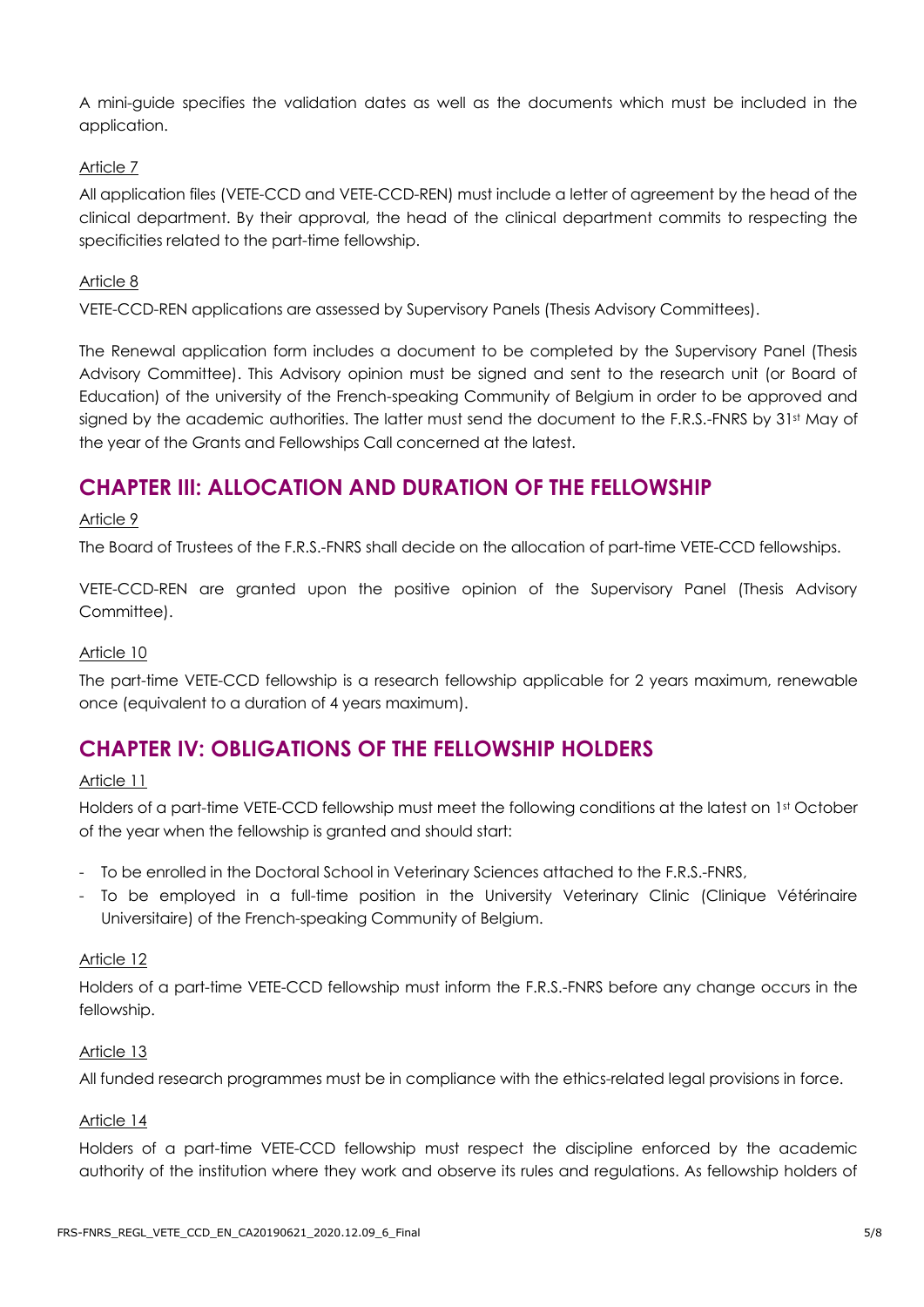A mini-guide specifies the validation dates as well as the documents which must be included in the application.

Article 7

All application files (VETE-CCD and VETE-CCD-REN) must include a letter of agreement by the head of the clinical department. By their approval, the head of the clinical department commits to respecting the specificities related to the part-time fellowship.

Article 8

VETE-CCD-REN applications are assessed by Supervisory Panels (Thesis Advisory Committees).

The Renewal application form includes a document to be completed by the Supervisory Panel (Thesis Advisory Committee). This Advisory opinion must be signed and sent to the research unit (or Board of Education) of the university of the French-speaking Community of Belgium in order to be approved and signed by the academic authorities. The latter must send the document to the F.R.S.-FNRS by 31st May of the year of the Grants and Fellowships Call concerned at the latest.

## CHAPTER III: ALLOCATION AND DURATION OF THE FELLOWSHIP

Article 9

The Board of Trustees of the F.R.S.-FNRS shall decide on the allocation of part-time VETE-CCD fellowships.

VETE-CCD-REN are granted upon the positive opinion of the Supervisory Panel (Thesis Advisory Committee).

Article 10

The part-time VETE-CCD fellowship is a research fellowship applicable for 2 years maximum, renewable once (equivalent to a duration of 4 years maximum).

## CHAPTER IV: OBLIGATIONS OF THE FELLOWSHIP HOLDERS

Article 11

Holders of a part-time VETE-CCD fellowship must meet the following conditions at the latest on 1st October of the year when the fellowship is granted and should start:

- To be enrolled in the Doctoral School in Veterinary Sciences attached to the F.R.S.-FNRS,
- To be employed in a full-time position in the University Veterinary Clinic (Clinique Vétérinaire Universitaire) of the French-speaking Community of Belgium.

Article 12

Holders of a part-time VETE-CCD fellowship must inform the F.R.S.-FNRS before any change occurs in the fellowship.

Article 13

All funded research programmes must be in compliance with the ethics-related legal provisions in force.

Article 14

Holders of a part-time VETE-CCD fellowship must respect the discipline enforced by the academic authority of the institution where they work and observe its rules and regulations. As fellowship holders of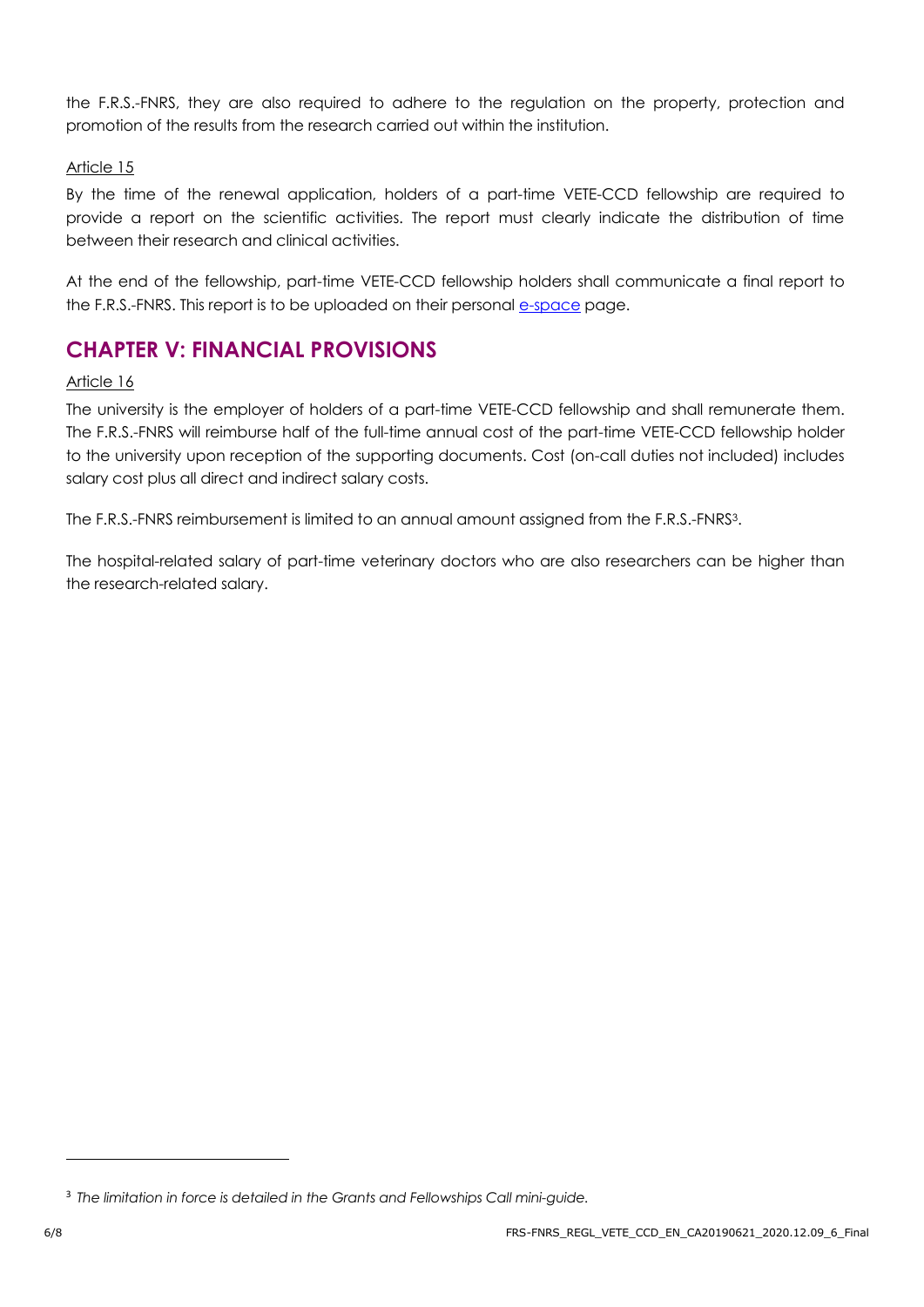the F.R.S.-FNRS, they are also required to adhere to the regulation on the property, protection and promotion of the results from the research carried out within the institution.

Article 15

By the time of the renewal application, holders of a part-time VETE-CCD fellowship are required to provide a report on the scientific activities. The report must clearly indicate the distribution of time between their research and clinical activities.

At the end of the fellowship, part-time VETE-CCD fellowship holders shall communicate a final report to the F.R.S.-FNRS. This report is to be uploaded on their personal e-space page.

## CHAPTER V: FINANCIAL PROVISIONS

Article 16

The university is the employer of holders of a part-time VETE-CCD fellowship and shall remunerate them. The F.R.S.-FNRS will reimburse half of the full-time annual cost of the part-time VETE-CCD fellowship holder to the university upon reception of the supporting documents. Cost (on-call duties not included) includes salary cost plus all direct and indirect salary costs.

The F.R.S.-FNRS reimbursement is limited to an annual amount assigned from the F.R.S.-FNRS[3].

The hospital-related salary of part-time veterinary doctors who are also researchers can be higher than the research-related salary.

[3] *The limitation in force is detailed in the Grants and Fellowships Call mini-guide.*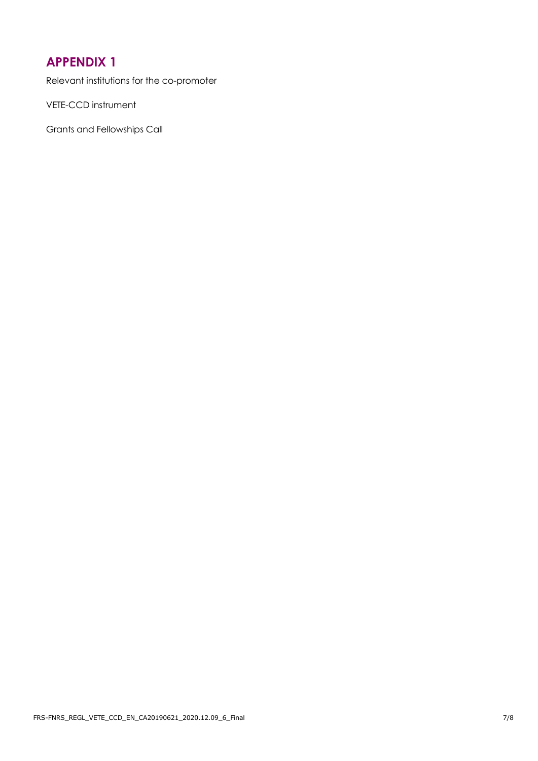# APPENDIX 1

Relevant institutions for the co-promoter

VETE-CCD instrument

Grants and Fellowships Call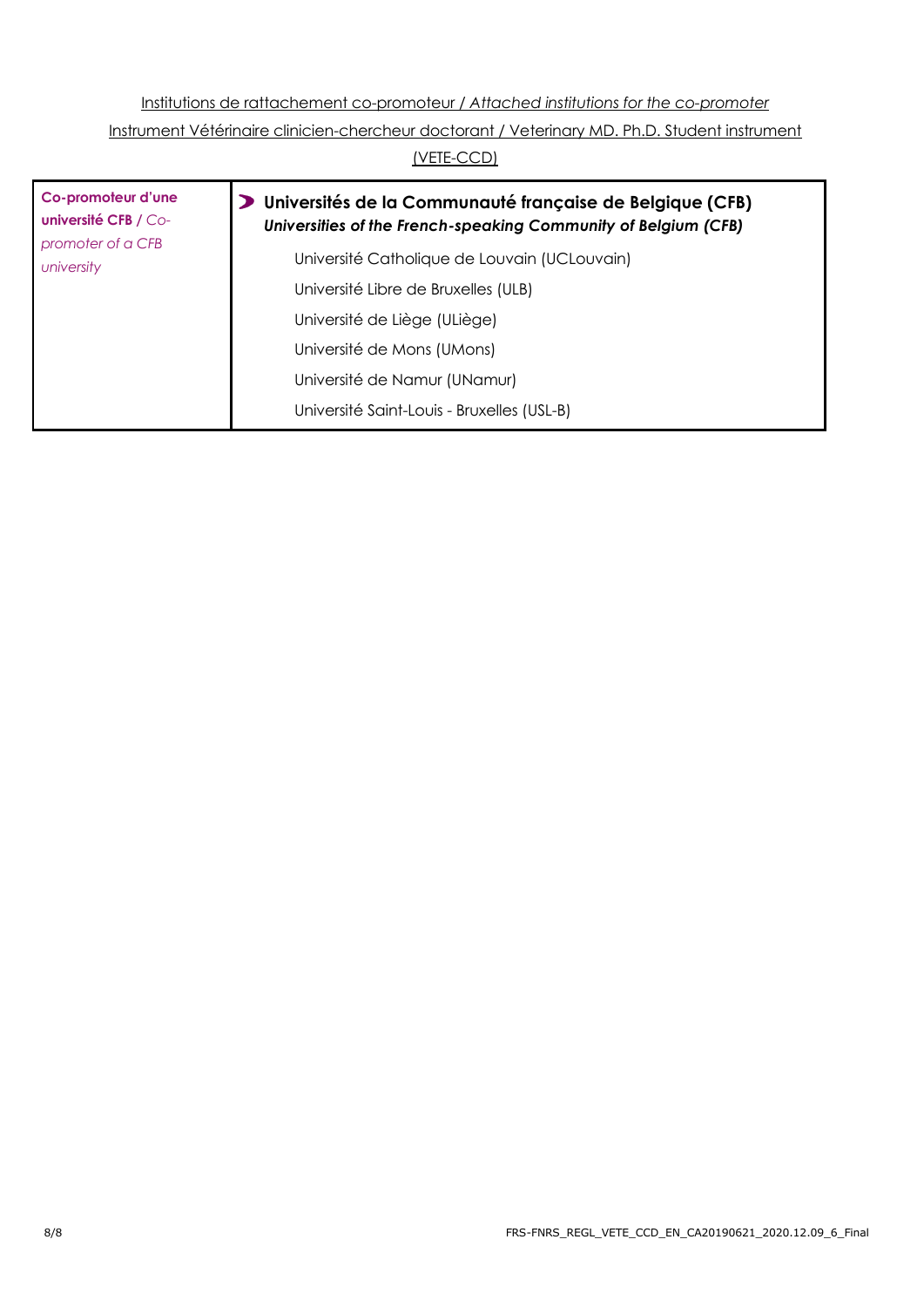Institutions de rattachement co-promoteur / *Attached institutions for the co-promoter*

Instrument Vétérinaire clinicien-chercheur doctorant / Veterinary MD. Ph.D. Student instrument (VETE-CCD)

| | |
|---|---|
| **Co-promoteur d'une université CFB** / *Co-promoter of a CFB university* | **Universités de la Communauté française de Belgique (CFB)**<br>***Universities of the French-speaking Community of Belgium (CFB)***<br>Université Catholique de Louvain (UCLouvain)<br>Université Libre de Bruxelles (ULB)<br>Université de Liège (ULiège)<br>Université de Mons (UMons)<br>Université de Namur (UNamur)<br>Université Saint-Louis - Bruxelles (USL-B) |

FRS-FNRS_REGL_VETE_CCD_EN_CA20190621_2020.12.09_6_Final